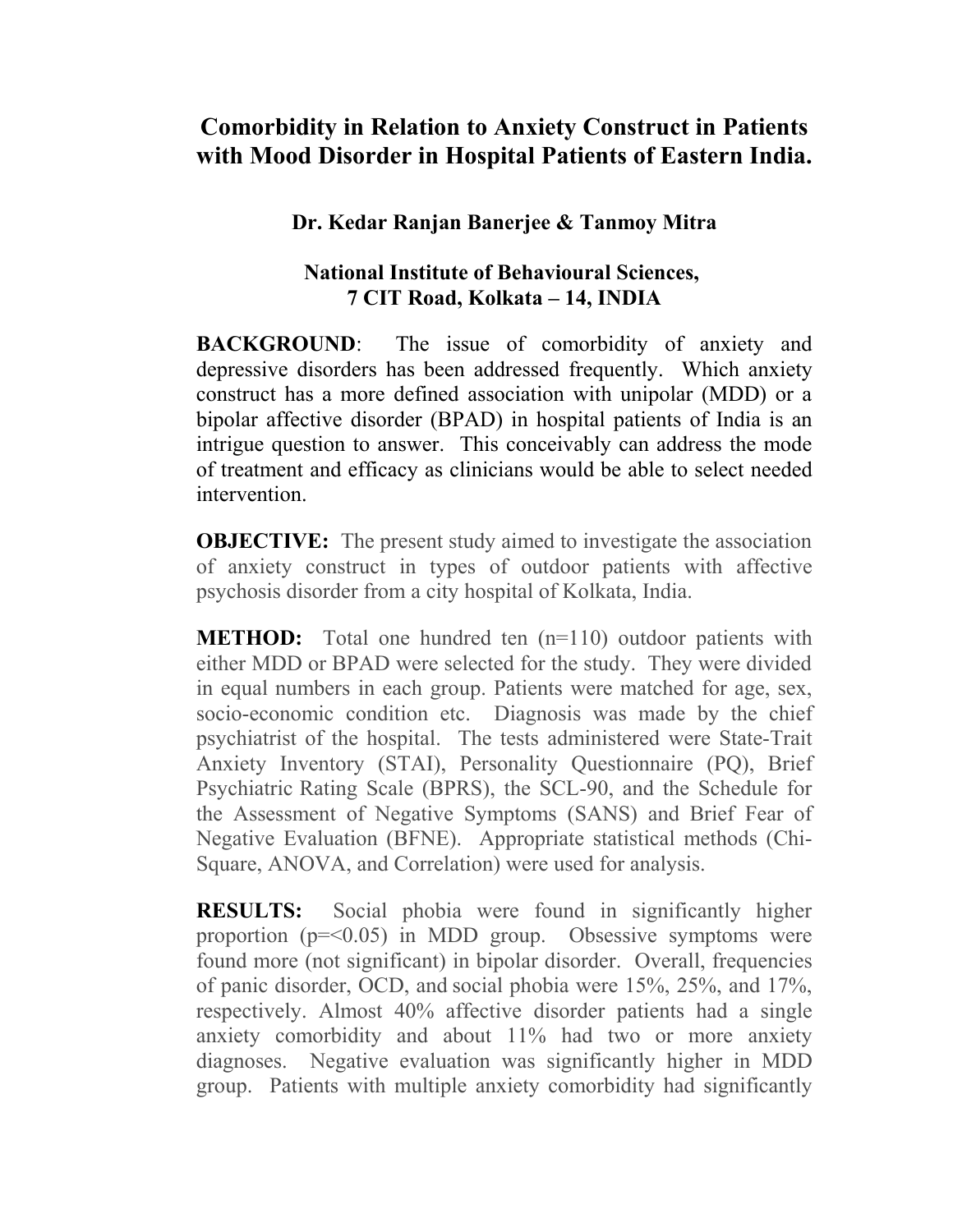# Comorbidity in Relation to Anxiety Construct in Patients with Mood Disorder in Hospital Patients of Eastern India.

**Dr. Kedar Ranjan Banerjee & Tanmoy Mitra**

**National Institute of Behavioural Sciences,**
**7 CIT Road, Kolkata – 14, INDIA**

**BACKGROUND**: The issue of comorbidity of anxiety and depressive disorders has been addressed frequently. Which anxiety construct has a more defined association with unipolar (MDD) or a bipolar affective disorder (BPAD) in hospital patients of India is an intrigue question to answer. This conceivably can address the mode of treatment and efficacy as clinicians would be able to select needed intervention.

**OBJECTIVE:** The present study aimed to investigate the association of anxiety construct in types of outdoor patients with affective psychosis disorder from a city hospital of Kolkata, India.

**METHOD:** Total one hundred ten (n=110) outdoor patients with either MDD or BPAD were selected for the study. They were divided in equal numbers in each group. Patients were matched for age, sex, socio-economic condition etc. Diagnosis was made by the chief psychiatrist of the hospital. The tests administered were State-Trait Anxiety Inventory (STAI), Personality Questionnaire (PQ), Brief Psychiatric Rating Scale (BPRS), the SCL-90, and the Schedule for the Assessment of Negative Symptoms (SANS) and Brief Fear of Negative Evaluation (BFNE). Appropriate statistical methods (Chi-Square, ANOVA, and Correlation) were used for analysis.

**RESULTS:** Social phobia were found in significantly higher proportion ($p=<0.05$) in MDD group. Obsessive symptoms were found more (not significant) in bipolar disorder. Overall, frequencies of panic disorder, OCD, and social phobia were 15%, 25%, and 17%, respectively. Almost 40% affective disorder patients had a single anxiety comorbidity and about 11% had two or more anxiety diagnoses. Negative evaluation was significantly higher in MDD group. Patients with multiple anxiety comorbidity had significantly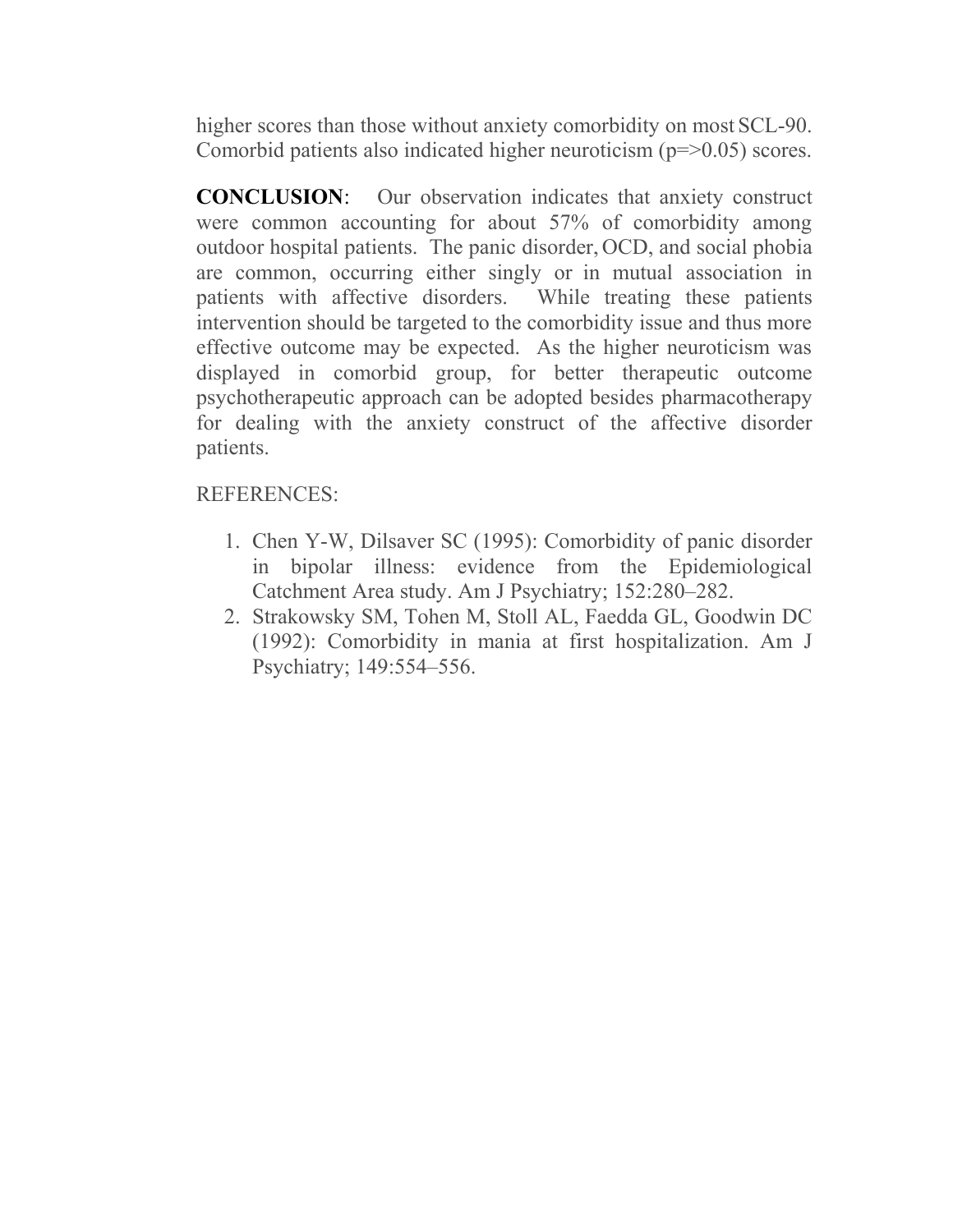higher scores than those without anxiety comorbidity on most SCL-90. Comorbid patients also indicated higher neuroticism ($p=>0.05$) scores.

**CONCLUSION**: Our observation indicates that anxiety construct were common accounting for about 57% of comorbidity among outdoor hospital patients. The panic disorder, OCD, and social phobia are common, occurring either singly or in mutual association in patients with affective disorders. While treating these patients intervention should be targeted to the comorbidity issue and thus more effective outcome may be expected. As the higher neuroticism was displayed in comorbid group, for better therapeutic outcome psychotherapeutic approach can be adopted besides pharmacotherapy for dealing with the anxiety construct of the affective disorder patients.

REFERENCES:

1. Chen Y-W, Dilsaver SC (1995): Comorbidity of panic disorder in bipolar illness: evidence from the Epidemiological Catchment Area study. Am J Psychiatry; 152:280–282.
2. Strakowsky SM, Tohen M, Stoll AL, Faedda GL, Goodwin DC (1992): Comorbidity in mania at first hospitalization. Am J Psychiatry; 149:554–556.